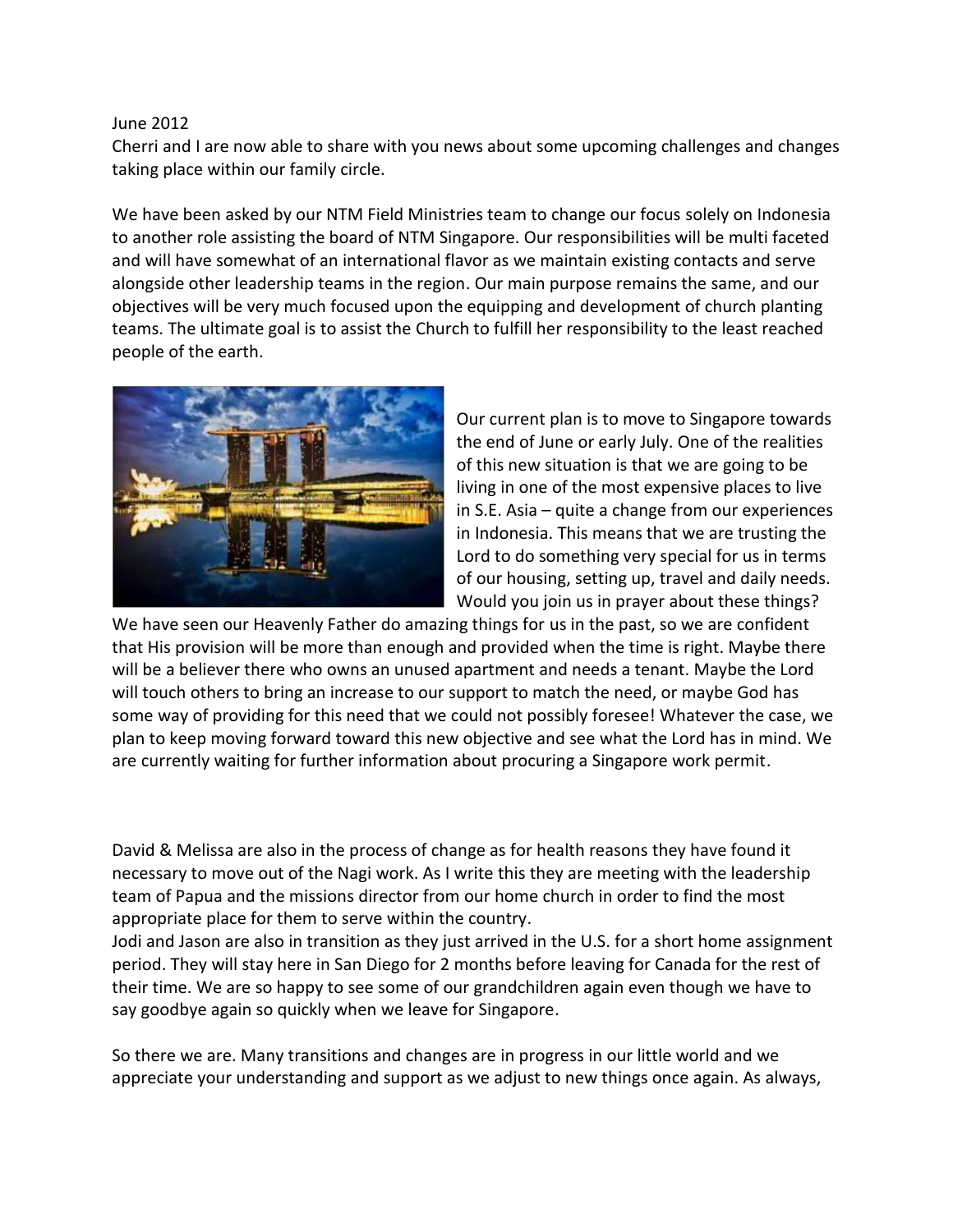June 2012
Cherri and I are now able to share with you news about some upcoming challenges and changes taking place within our family circle.

We have been asked by our NTM Field Ministries team to change our focus solely on Indonesia to another role assisting the board of NTM Singapore. Our responsibilities will be multi faceted and will have somewhat of an international flavor as we maintain existing contacts and serve alongside other leadership teams in the region. Our main purpose remains the same, and our objectives will be very much focused upon the equipping and development of church planting teams. The ultimate goal is to assist the Church to fulfill her responsibility to the least reached people of the earth.

Our current plan is to move to Singapore towards the end of June or early July. One of the realities of this new situation is that we are going to be living in one of the most expensive places to live in S.E. Asia – quite a change from our experiences in Indonesia. This means that we are trusting the Lord to do something very special for us in terms of our housing, setting up, travel and daily needs. Would you join us in prayer about these things?
We have seen our Heavenly Father do amazing things for us in the past, so we are confident that His provision will be more than enough and provided when the time is right. Maybe there will be a believer there who owns an unused apartment and needs a tenant. Maybe the Lord will touch others to bring an increase to our support to match the need, or maybe God has some way of providing for this need that we could not possibly foresee! Whatever the case, we plan to keep moving forward toward this new objective and see what the Lord has in mind. We are currently waiting for further information about procuring a Singapore work permit.

David & Melissa are also in the process of change as for health reasons they have found it necessary to move out of the Nagi work. As I write this they are meeting with the leadership team of Papua and the missions director from our home church in order to find the most appropriate place for them to serve within the country.
Jodi and Jason are also in transition as they just arrived in the U.S. for a short home assignment period. They will stay here in San Diego for 2 months before leaving for Canada for the rest of their time. We are so happy to see some of our grandchildren again even though we have to say goodbye again so quickly when we leave for Singapore.

So there we are. Many transitions and changes are in progress in our little world and we appreciate your understanding and support as we adjust to new things once again. As always,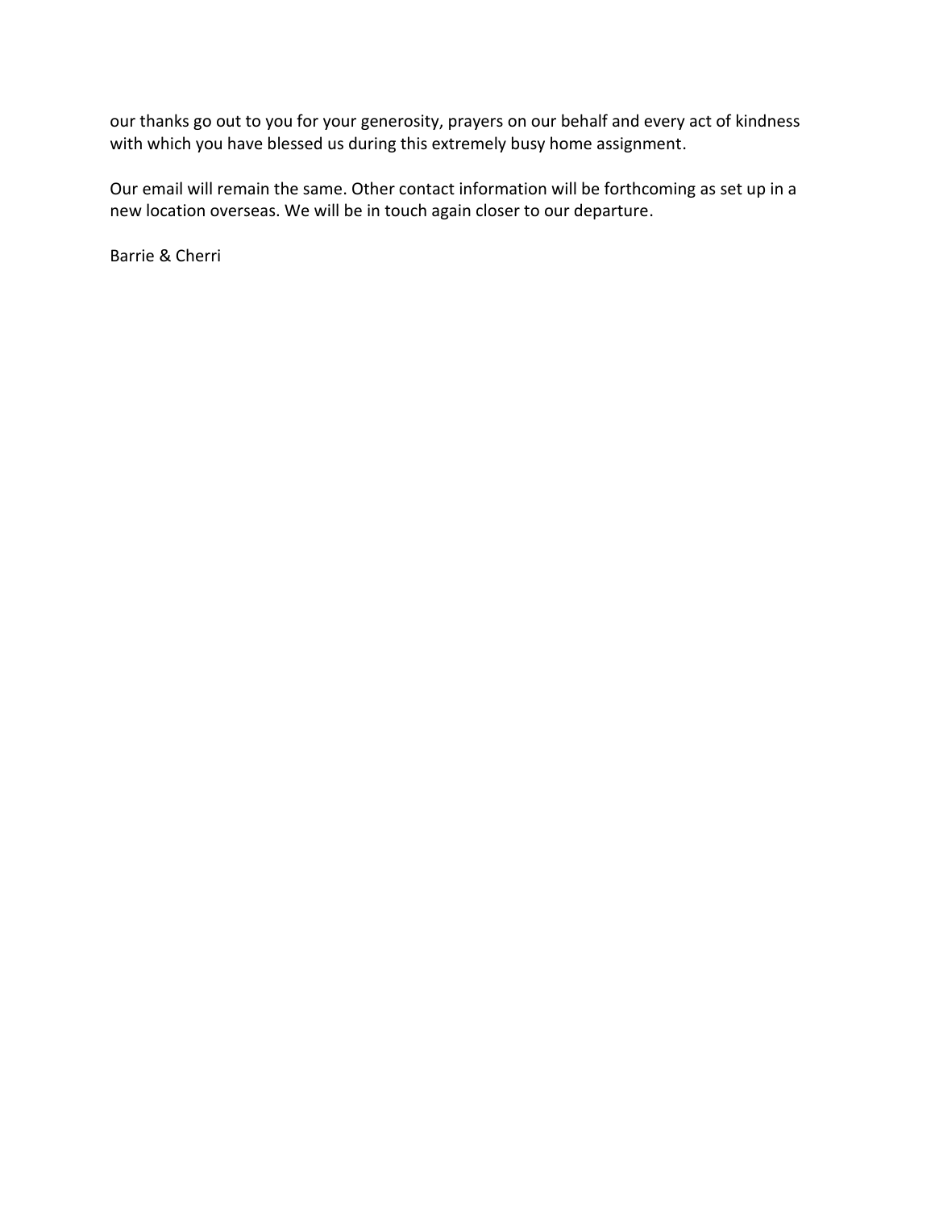our thanks go out to you for your generosity, prayers on our behalf and every act of kindness with which you have blessed us during this extremely busy home assignment.

Our email will remain the same. Other contact information will be forthcoming as set up in a new location overseas. We will be in touch again closer to our departure.

Barrie & Cherri